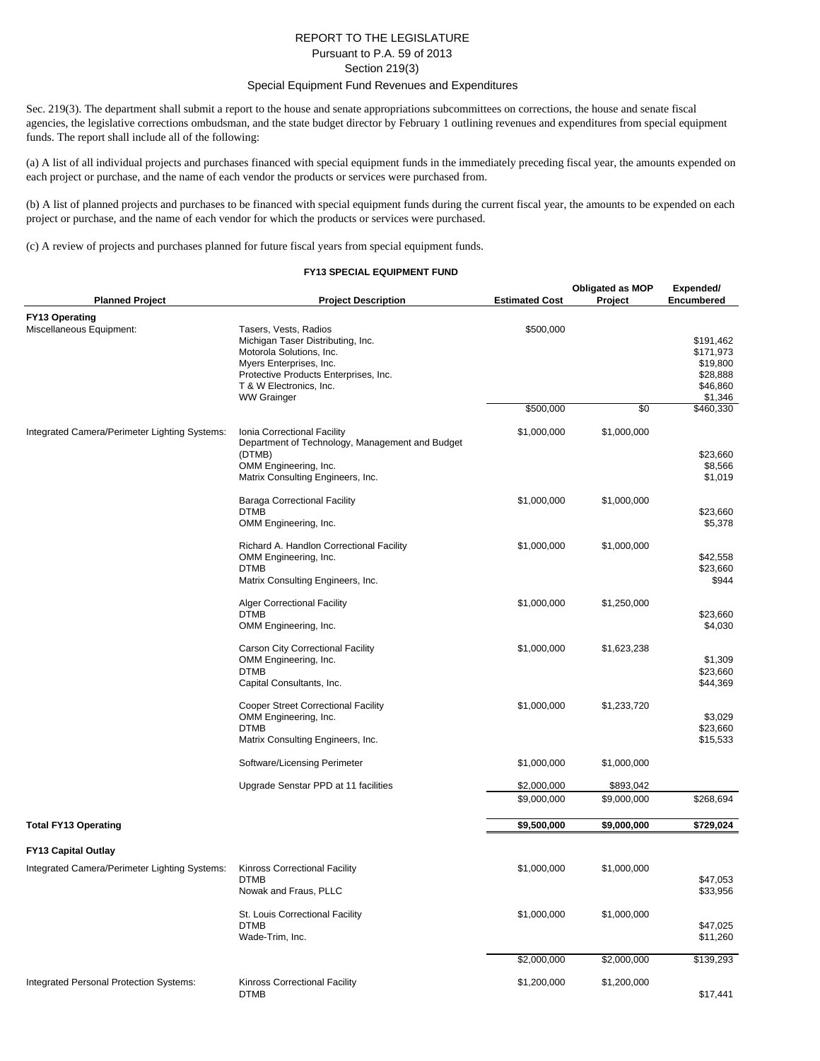REPORT TO THE LEGISLATURE
Pursuant to P.A. 59 of 2013
Section 219(3)
Special Equipment Fund Revenues and Expenditures

Sec. 219(3). The department shall submit a report to the house and senate appropriations subcommittees on corrections, the house and senate fiscal agencies, the legislative corrections ombudsman, and the state budget director by February 1 outlining revenues and expenditures from special equipment funds. The report shall include all of the following:

(a) A list of all individual projects and purchases financed with special equipment funds in the immediately preceding fiscal year, the amounts expended on each project or purchase, and the name of each vendor the products or services were purchased from.

(b) A list of planned projects and purchases to be financed with special equipment funds during the current fiscal year, the amounts to be expended on each project or purchase, and the name of each vendor for which the products or services were purchased.

(c) A review of projects and purchases planned for future fiscal years from special equipment funds.

**FY13 SPECIAL EQUIPMENT FUND**

| Planned Project | Project Description | Estimated Cost | Obligated as MOP Project | Expended/ Encumbered |
|---|---|---|---|---|
| **FY13 Operating** | | | | |
| Miscellaneous Equipment: | Tasers, Vests, Radios | $500,000 | | |
| | Michigan Taser Distributing, Inc. | | | $191,462 |
| | Motorola Solutions, Inc. | | | $171,973 |
| | Myers Enterprises, Inc. | | | $19,800 |
| | Protective Products Enterprises, Inc. | | | $28,888 |
| | T & W Electronics, Inc. | | | $46,860 |
| | WW Grainger | | | $1,346 |
| | | $500,000 | $0 | $460,330 |
| Integrated Camera/Perimeter Lighting Systems: | Ionia Correctional Facility | $1,000,000 | $1,000,000 | |
| | Department of Technology, Management and Budget (DTMB) | | | $23,660 |
| | OMM Engineering, Inc. | | | $8,566 |
| | Matrix Consulting Engineers, Inc. | | | $1,019 |
| | Baraga Correctional Facility | $1,000,000 | $1,000,000 | |
| | DTMB | | | $23,660 |
| | OMM Engineering, Inc. | | | $5,378 |
| | Richard A. Handlon Correctional Facility | $1,000,000 | $1,000,000 | |
| | OMM Engineering, Inc. | | | $42,558 |
| | DTMB | | | $23,660 |
| | Matrix Consulting Engineers, Inc. | | | $944 |
| | Alger Correctional Facility | $1,000,000 | $1,250,000 | |
| | DTMB | | | $23,660 |
| | OMM Engineering, Inc. | | | $4,030 |
| | Carson City Correctional Facility | $1,000,000 | $1,623,238 | |
| | OMM Engineering, Inc. | | | $1,309 |
| | DTMB | | | $23,660 |
| | Capital Consultants, Inc. | | | $44,369 |
| | Cooper Street Correctional Facility | $1,000,000 | $1,233,720 | |
| | OMM Engineering, Inc. | | | $3,029 |
| | DTMB | | | $23,660 |
| | Matrix Consulting Engineers, Inc. | | | $15,533 |
| | Software/Licensing Perimeter | $1,000,000 | $1,000,000 | |
| | Upgrade Senstar PPD at 11 facilities | $2,000,000 | $893,042 | |
| | | $9,000,000 | $9,000,000 | $268,694 |
| **Total FY13 Operating** | | **$9,500,000** | **$9,000,000** | **$729,024** |
| **FY13 Capital Outlay** | | | | |
| Integrated Camera/Perimeter Lighting Systems: | Kinross Correctional Facility | $1,000,000 | $1,000,000 | |
| | DTMB | | | $47,053 |
| | Nowak and Fraus, PLLC | | | $33,956 |
| | St. Louis Correctional Facility | $1,000,000 | $1,000,000 | |
| | DTMB | | | $47,025 |
| | Wade-Trim, Inc. | | | $11,260 |
| | | $2,000,000 | $2,000,000 | $139,293 |
| Integrated Personal Protection Systems: | Kinross Correctional Facility | $1,200,000 | $1,200,000 | |
| | DTMB | | | $17,441 |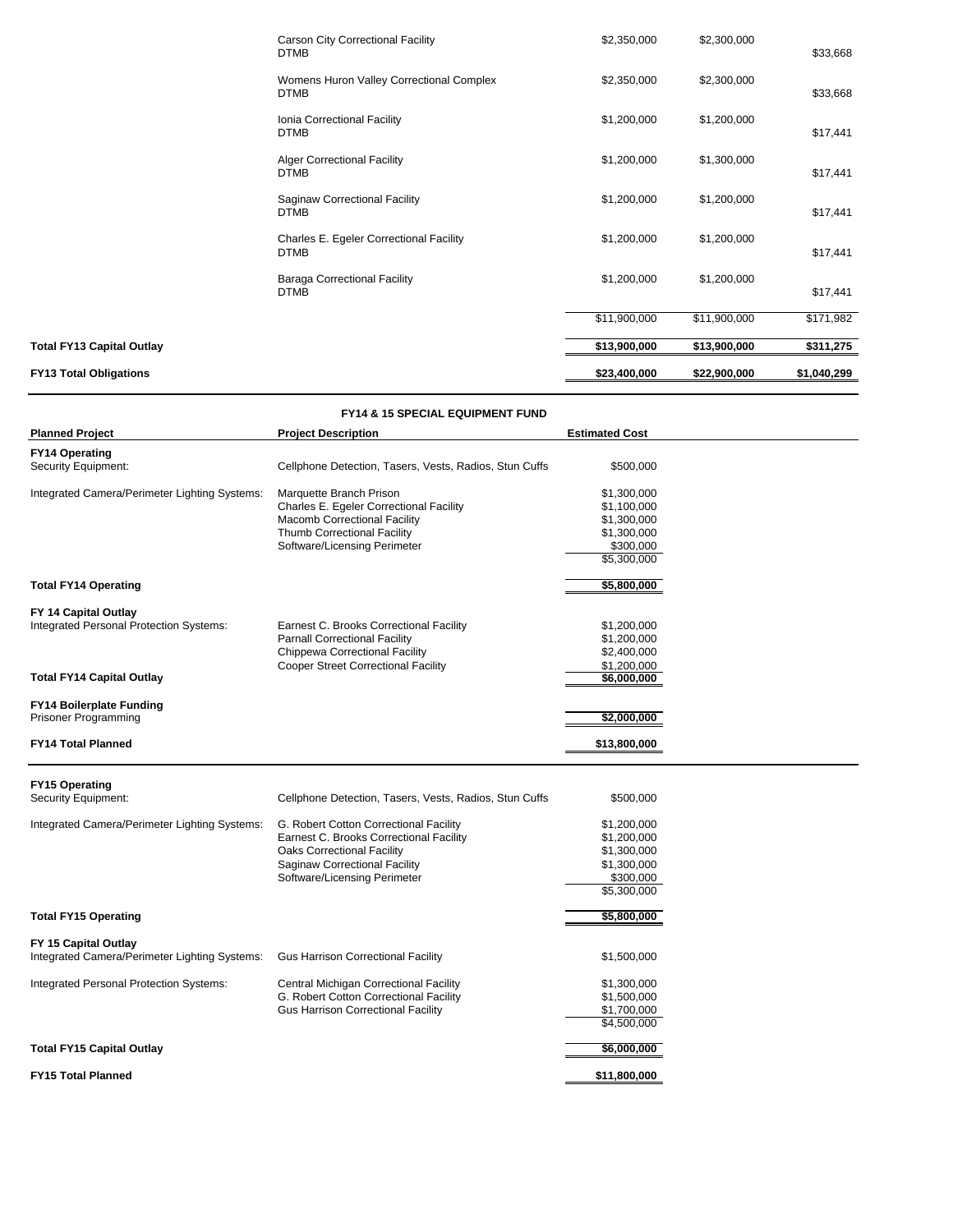| | | | | |
|---|---|---|---|---|
| | Carson City Correctional Facility<br>DTMB | $2,350,000 | $2,300,000 | $33,668 |
| | Womens Huron Valley Correctional Complex<br>DTMB | $2,350,000 | $2,300,000 | $33,668 |
| | Ionia Correctional Facility<br>DTMB | $1,200,000 | $1,200,000 | $17,441 |
| | Alger Correctional Facility<br>DTMB | $1,200,000 | $1,300,000 | $17,441 |
| | Saginaw Correctional Facility<br>DTMB | $1,200,000 | $1,200,000 | $17,441 |
| | Charles E. Egeler Correctional Facility<br>DTMB | $1,200,000 | $1,200,000 | $17,441 |
| | Baraga Correctional Facility<br>DTMB | $1,200,000 | $1,200,000 | $17,441 |
| | | $11,900,000 | $11,900,000 | $171,982 |
| **Total FY13 Capital Outlay** | | **$13,900,000** | **$13,900,000** | **$311,275** |
| **FY13 Total Obligations** | | **$23,400,000** | **$22,900,000** | **$1,040,299** |

## FY14 & 15 SPECIAL EQUIPMENT FUND

| Planned Project | Project Description | Estimated Cost |
|---|---|---|
| **FY14 Operating** | | |
| Security Equipment: | Cellphone Detection, Tasers, Vests, Radios, Stun Cuffs | $500,000 |
| Integrated Camera/Perimeter Lighting Systems: | Marquette Branch Prison | $1,300,000 |
| | Charles E. Egeler Correctional Facility | $1,100,000 |
| | Macomb Correctional Facility | $1,300,000 |
| | Thumb Correctional Facility | $1,300,000 |
| | Software/Licensing Perimeter | $300,000 |
| | | $5,300,000 |
| **Total FY14 Operating** | | **$5,800,000** |
| **FY 14 Capital Outlay** | | |
| Integrated Personal Protection Systems: | Earnest C. Brooks Correctional Facility | $1,200,000 |
| | Parnall Correctional Facility | $1,200,000 |
| | Chippewa Correctional Facility | $2,400,000 |
| | Cooper Street Correctional Facility | $1,200,000 |
| **Total FY14 Capital Outlay** | | **$6,000,000** |
| **FY14 Boilerplate Funding** | | |
| Prisoner Programming | | **$2,000,000** |
| **FY14 Total Planned** | | **$13,800,000** |
| **FY15 Operating** | | |
| Security Equipment: | Cellphone Detection, Tasers, Vests, Radios, Stun Cuffs | $500,000 |
| Integrated Camera/Perimeter Lighting Systems: | G. Robert Cotton Correctional Facility | $1,200,000 |
| | Earnest C. Brooks Correctional Facility | $1,200,000 |
| | Oaks Correctional Facility | $1,300,000 |
| | Saginaw Correctional Facility | $1,300,000 |
| | Software/Licensing Perimeter | $300,000 |
| | | $5,300,000 |
| **Total FY15 Operating** | | **$5,800,000** |
| **FY 15 Capital Outlay** | | |
| Integrated Camera/Perimeter Lighting Systems: | Gus Harrison Correctional Facility | $1,500,000 |
| Integrated Personal Protection Systems: | Central Michigan Correctional Facility | $1,300,000 |
| | G. Robert Cotton Correctional Facility | $1,500,000 |
| | Gus Harrison Correctional Facility | $1,700,000 |
| | | $4,500,000 |
| **Total FY15 Capital Outlay** | | **$6,000,000** |
| **FY15 Total Planned** | | **$11,800,000** |